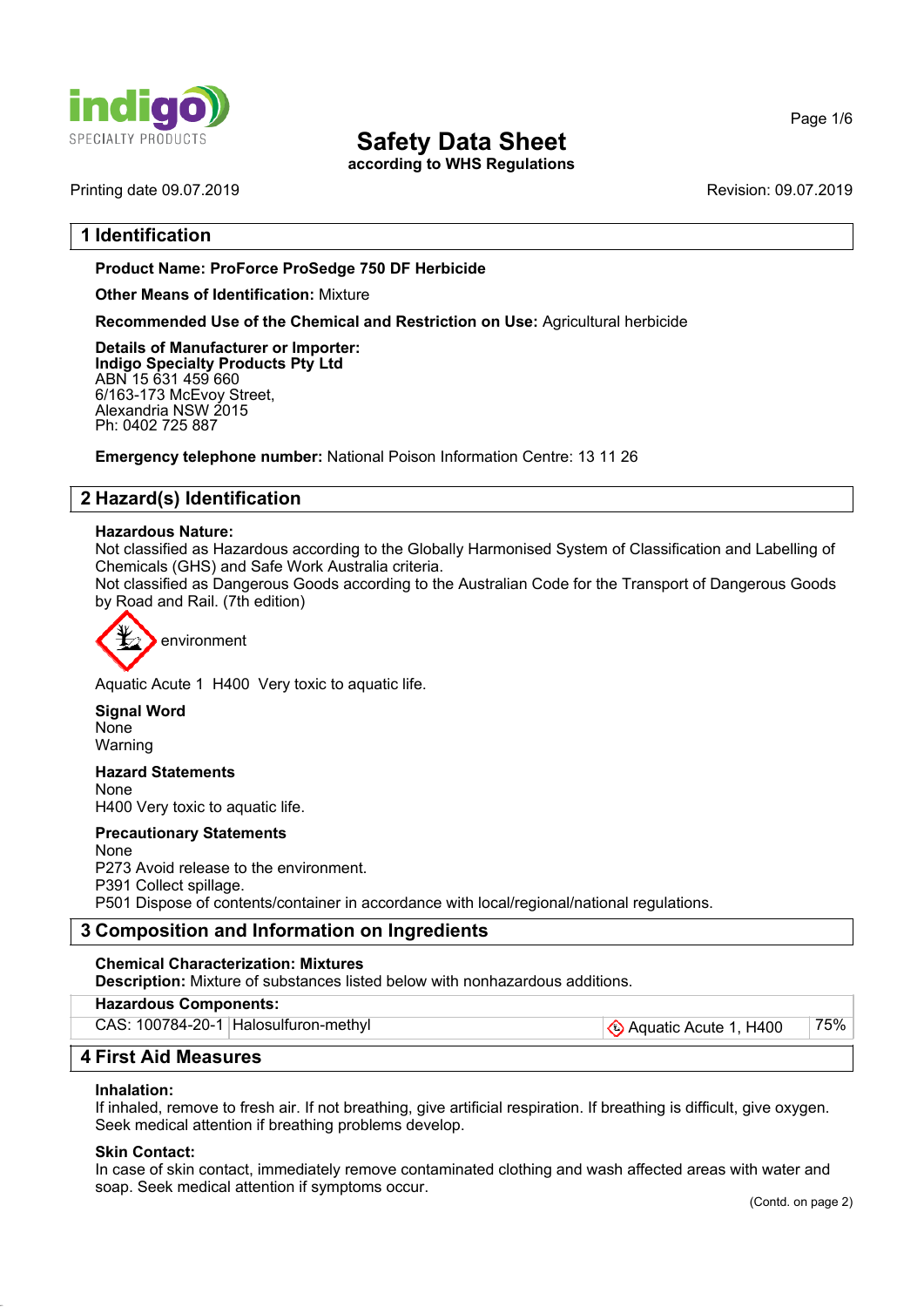# Safety Data Sheet

according to WHS Regulations

Printing date 09.07.2019 Revision: 09.07.2019

## 1 Identification

**Product Name: ProForce ProSedge 750 DF Herbicide**

**Other Means of Identification:** Mixture

**Recommended Use of the Chemical and Restriction on Use:** Agricultural herbicide

**Details of Manufacturer or Importer:**
**Indigo Specialty Products Pty Ltd**
ABN 15 631 459 660
6/163-173 McEvoy Street,
Alexandria NSW 2015
Ph: 0402 725 887

**Emergency telephone number:** National Poison Information Centre: 13 11 26

## 2 Hazard(s) Identification

**Hazardous Nature:**
Not classified as Hazardous according to the Globally Harmonised System of Classification and Labelling of Chemicals (GHS) and Safe Work Australia criteria.
Not classified as Dangerous Goods according to the Australian Code for the Transport of Dangerous Goods by Road and Rail. (7th edition)

environment

Aquatic Acute 1 H400 Very toxic to aquatic life.

**Signal Word**
None
Warning

**Hazard Statements**
None
H400 Very toxic to aquatic life.

**Precautionary Statements**
None
P273 Avoid release to the environment.
P391 Collect spillage.
P501 Dispose of contents/container in accordance with local/regional/national regulations.

## 3 Composition and Information on Ingredients

**Chemical Characterization: Mixtures**
**Description:** Mixture of substances listed below with nonhazardous additions.

| **Hazardous Components:** | | | |
|---|---|---|---|
| CAS: 100784-20-1 | Halosulfuron-methyl | Aquatic Acute 1, H400 | 75% |

## 4 First Aid Measures

**Inhalation:**
If inhaled, remove to fresh air. If not breathing, give artificial respiration. If breathing is difficult, give oxygen. Seek medical attention if breathing problems develop.

**Skin Contact:**
In case of skin contact, immediately remove contaminated clothing and wash affected areas with water and soap. Seek medical attention if symptoms occur.

(Contd. on page 2)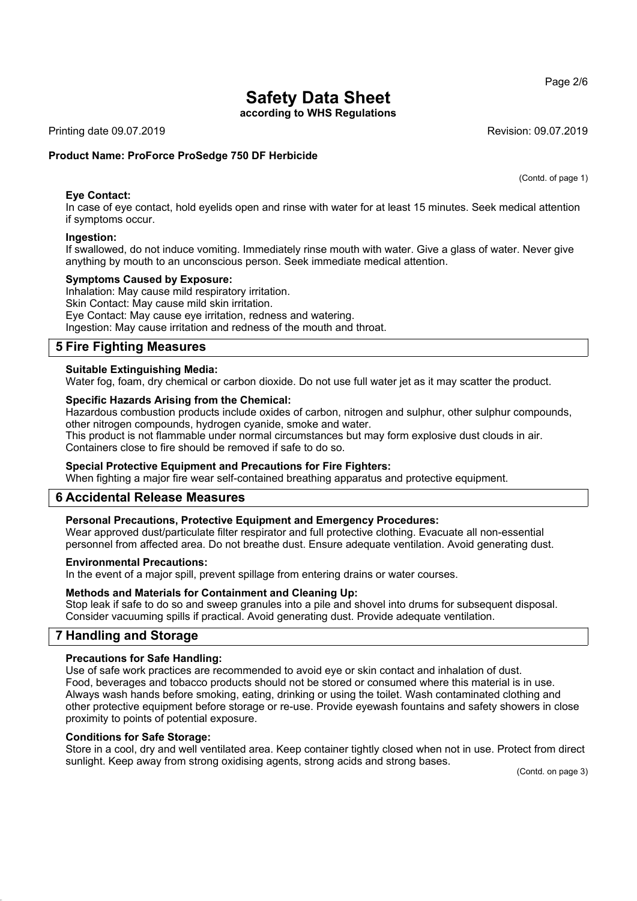(Contd. of page 1)

**Eye Contact:**
In case of eye contact, hold eyelids open and rinse with water for at least 15 minutes. Seek medical attention if symptoms occur.

**Ingestion:**
If swallowed, do not induce vomiting. Immediately rinse mouth with water. Give a glass of water. Never give anything by mouth to an unconscious person. Seek immediate medical attention.

**Symptoms Caused by Exposure:**
Inhalation: May cause mild respiratory irritation.
Skin Contact: May cause mild skin irritation.
Eye Contact: May cause eye irritation, redness and watering.
Ingestion: May cause irritation and redness of the mouth and throat.

## 5 Fire Fighting Measures

**Suitable Extinguishing Media:**
Water fog, foam, dry chemical or carbon dioxide. Do not use full water jet as it may scatter the product.

**Specific Hazards Arising from the Chemical:**
Hazardous combustion products include oxides of carbon, nitrogen and sulphur, other sulphur compounds, other nitrogen compounds, hydrogen cyanide, smoke and water.
This product is not flammable under normal circumstances but may form explosive dust clouds in air.
Containers close to fire should be removed if safe to do so.

**Special Protective Equipment and Precautions for Fire Fighters:**
When fighting a major fire wear self-contained breathing apparatus and protective equipment.

## 6 Accidental Release Measures

**Personal Precautions, Protective Equipment and Emergency Procedures:**
Wear approved dust/particulate filter respirator and full protective clothing. Evacuate all non-essential personnel from affected area. Do not breathe dust. Ensure adequate ventilation. Avoid generating dust.

**Environmental Precautions:**
In the event of a major spill, prevent spillage from entering drains or water courses.

**Methods and Materials for Containment and Cleaning Up:**
Stop leak if safe to do so and sweep granules into a pile and shovel into drums for subsequent disposal. Consider vacuuming spills if practical. Avoid generating dust. Provide adequate ventilation.

## 7 Handling and Storage

**Precautions for Safe Handling:**
Use of safe work practices are recommended to avoid eye or skin contact and inhalation of dust.
Food, beverages and tobacco products should not be stored or consumed where this material is in use.
Always wash hands before smoking, eating, drinking or using the toilet. Wash contaminated clothing and other protective equipment before storage or re-use. Provide eyewash fountains and safety showers in close proximity to points of potential exposure.

**Conditions for Safe Storage:**
Store in a cool, dry and well ventilated area. Keep container tightly closed when not in use. Protect from direct sunlight. Keep away from strong oxidising agents, strong acids and strong bases.

(Contd. on page 3)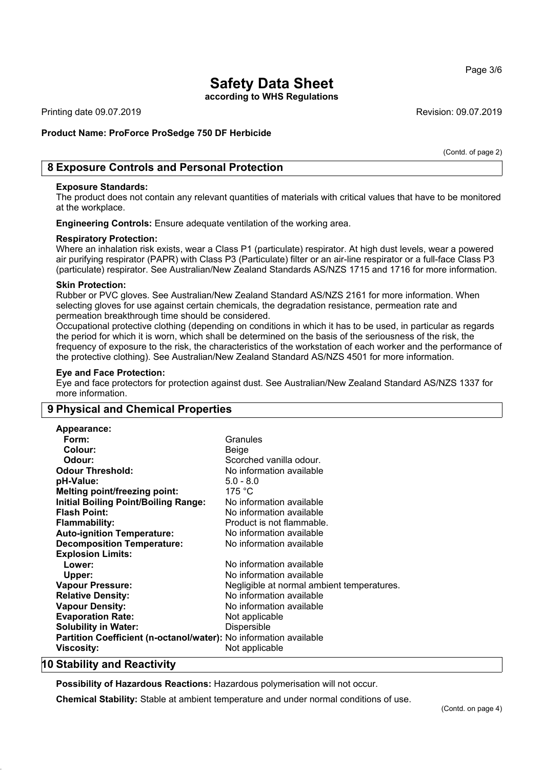(Contd. of page 2)

## 8 Exposure Controls and Personal Protection

**Exposure Standards:**
The product does not contain any relevant quantities of materials with critical values that have to be monitored at the workplace.

**Engineering Controls:** Ensure adequate ventilation of the working area.

**Respiratory Protection:**
Where an inhalation risk exists, wear a Class P1 (particulate) respirator. At high dust levels, wear a powered air purifying respirator (PAPR) with Class P3 (Particulate) filter or an air-line respirator or a full-face Class P3 (particulate) respirator. See Australian/New Zealand Standards AS/NZS 1715 and 1716 for more information.

**Skin Protection:**
Rubber or PVC gloves. See Australian/New Zealand Standard AS/NZS 2161 for more information. When selecting gloves for use against certain chemicals, the degradation resistance, permeation rate and permeation breakthrough time should be considered.
Occupational protective clothing (depending on conditions in which it has to be used, in particular as regards the period for which it is worn, which shall be determined on the basis of the seriousness of the risk, the frequency of exposure to the risk, the characteristics of the workstation of each worker and the performance of the protective clothing). See Australian/New Zealand Standard AS/NZS 4501 for more information.

**Eye and Face Protection:**
Eye and face protectors for protection against dust. See Australian/New Zealand Standard AS/NZS 1337 for more information.

## 9 Physical and Chemical Properties

| Property | Value |
|---|---|
| **Appearance:** | |
| **Form:** | Granules |
| **Colour:** | Beige |
| **Odour:** | Scorched vanilla odour. |
| **Odour Threshold:** | No information available |
| **pH-Value:** | 5.0 - 8.0 |
| **Melting point/freezing point:** | 175 °C |
| **Initial Boiling Point/Boiling Range:** | No information available |
| **Flash Point:** | No information available |
| **Flammability:** | Product is not flammable. |
| **Auto-ignition Temperature:** | No information available |
| **Decomposition Temperature:** | No information available |
| **Explosion Limits:** | |
| **Lower:** | No information available |
| **Upper:** | No information available |
| **Vapour Pressure:** | Negligible at normal ambient temperatures. |
| **Relative Density:** | No information available |
| **Vapour Density:** | No information available |
| **Evaporation Rate:** | Not applicable |
| **Solubility in Water:** | Dispersible |
| **Partition Coefficient (n-octanol/water):** | No information available |
| **Viscosity:** | Not applicable |

## 10 Stability and Reactivity

**Possibility of Hazardous Reactions:** Hazardous polymerisation will not occur.

**Chemical Stability:** Stable at ambient temperature and under normal conditions of use.

(Contd. on page 4)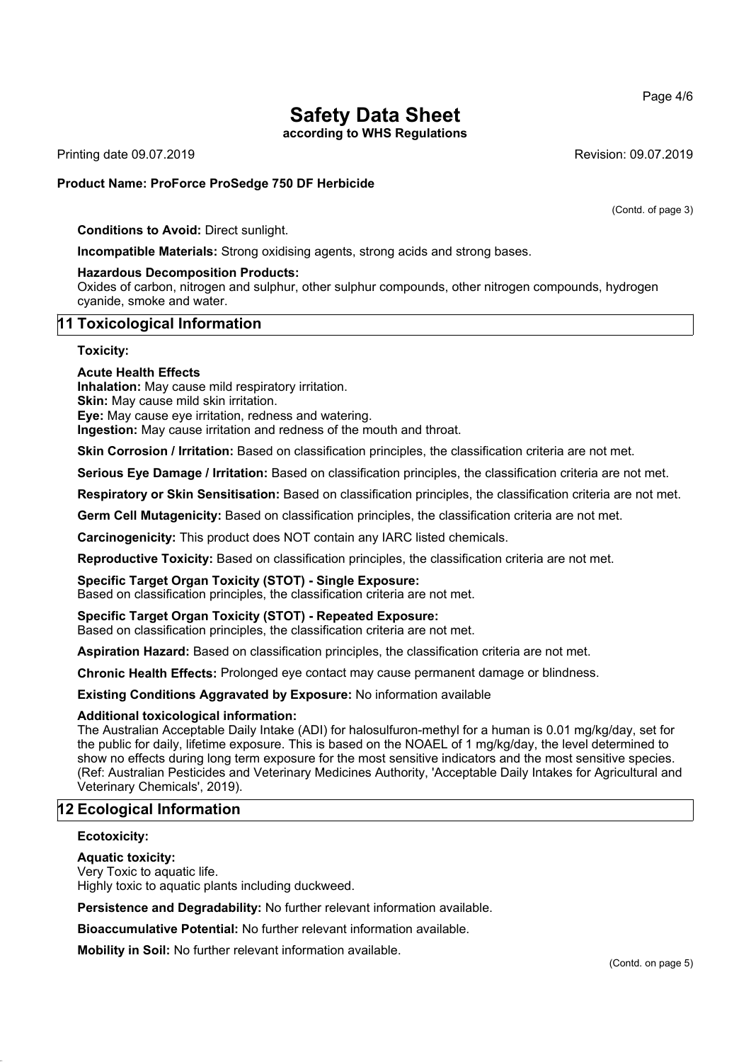(Contd. of page 3)

**Conditions to Avoid:** Direct sunlight.

**Incompatible Materials:** Strong oxidising agents, strong acids and strong bases.

**Hazardous Decomposition Products:**
Oxides of carbon, nitrogen and sulphur, other sulphur compounds, other nitrogen compounds, hydrogen cyanide, smoke and water.

## 11 Toxicological Information

**Toxicity:**

**Acute Health Effects**
**Inhalation:** May cause mild respiratory irritation.
**Skin:** May cause mild skin irritation.
**Eye:** May cause eye irritation, redness and watering.
**Ingestion:** May cause irritation and redness of the mouth and throat.

**Skin Corrosion / Irritation:** Based on classification principles, the classification criteria are not met.

**Serious Eye Damage / Irritation:** Based on classification principles, the classification criteria are not met.

**Respiratory or Skin Sensitisation:** Based on classification principles, the classification criteria are not met.

**Germ Cell Mutagenicity:** Based on classification principles, the classification criteria are not met.

**Carcinogenicity:** This product does NOT contain any IARC listed chemicals.

**Reproductive Toxicity:** Based on classification principles, the classification criteria are not met.

**Specific Target Organ Toxicity (STOT) - Single Exposure:**
Based on classification principles, the classification criteria are not met.

**Specific Target Organ Toxicity (STOT) - Repeated Exposure:**
Based on classification principles, the classification criteria are not met.

**Aspiration Hazard:** Based on classification principles, the classification criteria are not met.

**Chronic Health Effects:** Prolonged eye contact may cause permanent damage or blindness.

**Existing Conditions Aggravated by Exposure:** No information available

**Additional toxicological information:**
The Australian Acceptable Daily Intake (ADI) for halosulfuron-methyl for a human is 0.01 mg/kg/day, set for the public for daily, lifetime exposure. This is based on the NOAEL of 1 mg/kg/day, the level determined to show no effects during long term exposure for the most sensitive indicators and the most sensitive species. (Ref: Australian Pesticides and Veterinary Medicines Authority, 'Acceptable Daily Intakes for Agricultural and Veterinary Chemicals', 2019).

## 12 Ecological Information

**Ecotoxicity:**

**Aquatic toxicity:**
Very Toxic to aquatic life.
Highly toxic to aquatic plants including duckweed.

**Persistence and Degradability:** No further relevant information available.

**Bioaccumulative Potential:** No further relevant information available.

**Mobility in Soil:** No further relevant information available.

(Contd. on page 5)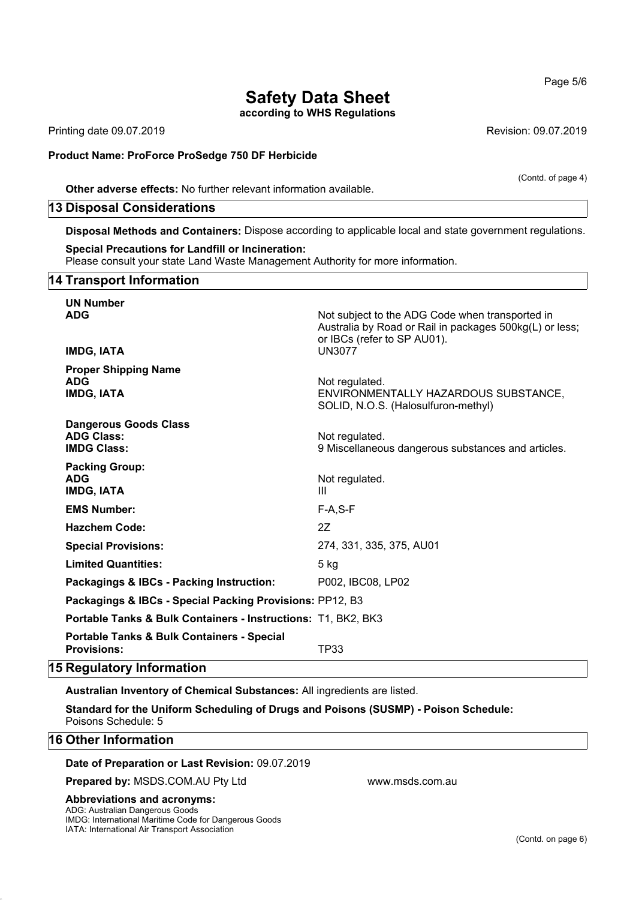(Contd. of page 4)

**Other adverse effects:** No further relevant information available.

## 13 Disposal Considerations

**Disposal Methods and Containers:** Dispose according to applicable local and state government regulations.

**Special Precautions for Landfill or Incineration:**
Please consult your state Land Waste Management Authority for more information.

## 14 Transport Information

| | |
|---|---|
| **UN Number** | |
| **ADG** | Not subject to the ADG Code when transported in Australia by Road or Rail in packages 500kg(L) or less; or IBCs (refer to SP AU01). |
| **IMDG, IATA** | UN3077 |
| **Proper Shipping Name** | |
| **ADG** | Not regulated. |
| **IMDG, IATA** | ENVIRONMENTALLY HAZARDOUS SUBSTANCE, SOLID, N.O.S. (Halosulfuron-methyl) |
| **Dangerous Goods Class** | |
| **ADG Class:** | Not regulated. |
| **IMDG Class:** | 9 Miscellaneous dangerous substances and articles. |
| **Packing Group:** | |
| **ADG** | Not regulated. |
| **IMDG, IATA** | III |
| **EMS Number:** | F-A,S-F |
| **Hazchem Code:** | 2Z |
| **Special Provisions:** | 274, 331, 335, 375, AU01 |
| **Limited Quantities:** | 5 kg |
| **Packagings & IBCs - Packing Instruction:** | P002, IBC08, LP02 |
| **Packagings & IBCs - Special Packing Provisions:** | PP12, B3 |
| **Portable Tanks & Bulk Containers - Instructions:** | T1, BK2, BK3 |
| **Portable Tanks & Bulk Containers - Special Provisions:** | TP33 |

## 15 Regulatory Information

**Australian Inventory of Chemical Substances:** All ingredients are listed.

**Standard for the Uniform Scheduling of Drugs and Poisons (SUSMP) - Poison Schedule:**
Poisons Schedule: 5

## 16 Other Information

**Date of Preparation or Last Revision:** 09.07.2019

**Prepared by:** MSDS.COM.AU Pty Ltd www.msds.com.au

**Abbreviations and acronyms:**
ADG: Australian Dangerous Goods
IMDG: International Maritime Code for Dangerous Goods
IATA: International Air Transport Association

(Contd. on page 6)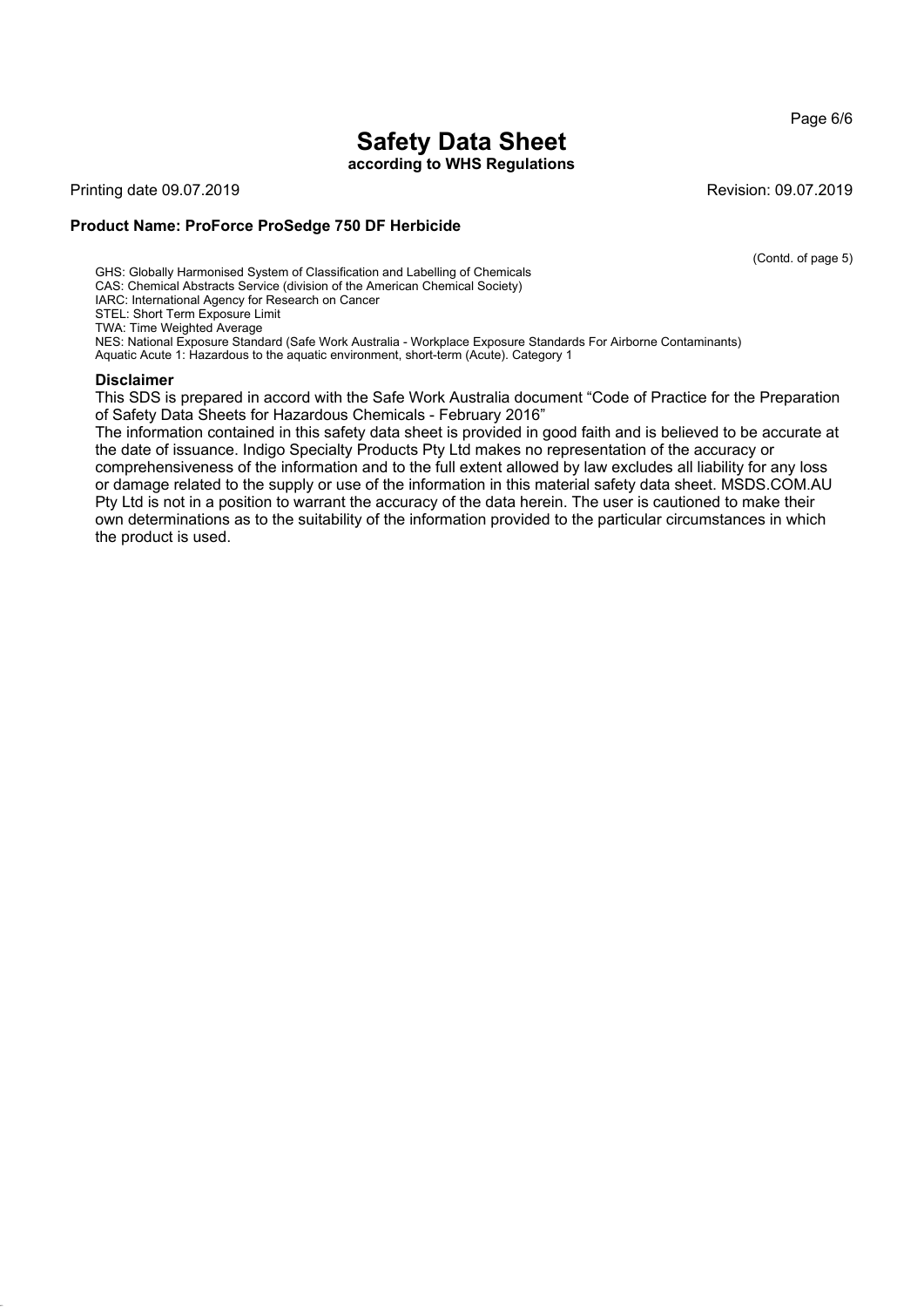(Contd. of page 5)

GHS: Globally Harmonised System of Classification and Labelling of Chemicals
CAS: Chemical Abstracts Service (division of the American Chemical Society)
IARC: International Agency for Research on Cancer
STEL: Short Term Exposure Limit
TWA: Time Weighted Average
NES: National Exposure Standard (Safe Work Australia - Workplace Exposure Standards For Airborne Contaminants)
Aquatic Acute 1: Hazardous to the aquatic environment, short-term (Acute). Category 1

**Disclaimer**

This SDS is prepared in accord with the Safe Work Australia document "Code of Practice for the Preparation of Safety Data Sheets for Hazardous Chemicals - February 2016"
The information contained in this safety data sheet is provided in good faith and is believed to be accurate at the date of issuance. Indigo Specialty Products Pty Ltd makes no representation of the accuracy or comprehensiveness of the information and to the full extent allowed by law excludes all liability for any loss or damage related to the supply or use of the information in this material safety data sheet. MSDS.COM.AU Pty Ltd is not in a position to warrant the accuracy of the data herein. The user is cautioned to make their own determinations as to the suitability of the information provided to the particular circumstances in which the product is used.